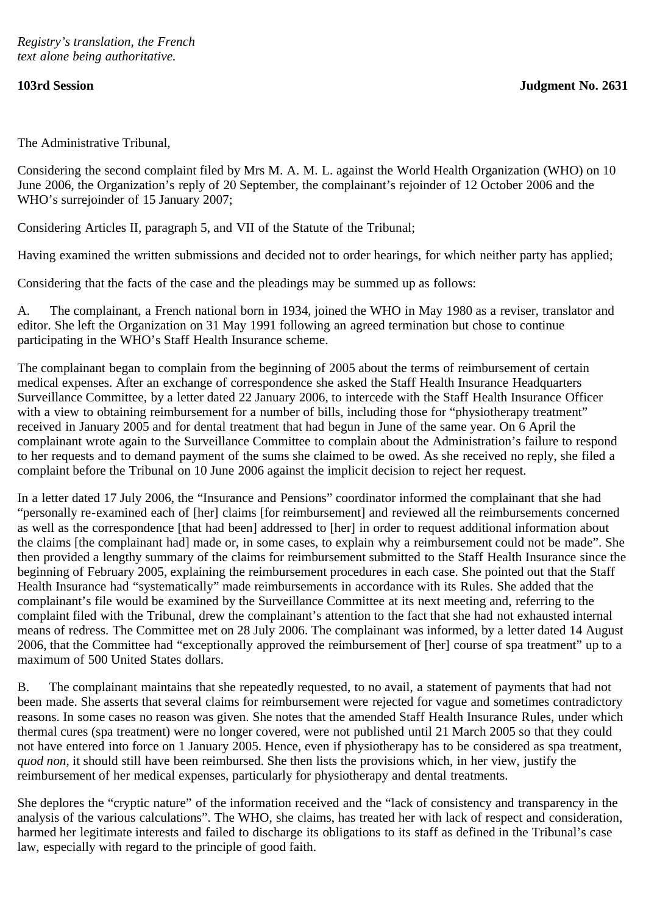*Registry's translation, the French text alone being authoritative.*

**103rd Session** **Judgment No. 2631**

The Administrative Tribunal,

Considering the second complaint filed by Mrs M. A. M. L. against the World Health Organization (WHO) on 10 June 2006, the Organization's reply of 20 September, the complainant's rejoinder of 12 October 2006 and the WHO's surrejoinder of 15 January 2007;

Considering Articles II, paragraph 5, and VII of the Statute of the Tribunal;

Having examined the written submissions and decided not to order hearings, for which neither party has applied;

Considering that the facts of the case and the pleadings may be summed up as follows:

A. The complainant, a French national born in 1934, joined the WHO in May 1980 as a reviser, translator and editor. She left the Organization on 31 May 1991 following an agreed termination but chose to continue participating in the WHO's Staff Health Insurance scheme.

The complainant began to complain from the beginning of 2005 about the terms of reimbursement of certain medical expenses. After an exchange of correspondence she asked the Staff Health Insurance Headquarters Surveillance Committee, by a letter dated 22 January 2006, to intercede with the Staff Health Insurance Officer with a view to obtaining reimbursement for a number of bills, including those for "physiotherapy treatment" received in January 2005 and for dental treatment that had begun in June of the same year. On 6 April the complainant wrote again to the Surveillance Committee to complain about the Administration's failure to respond to her requests and to demand payment of the sums she claimed to be owed. As she received no reply, she filed a complaint before the Tribunal on 10 June 2006 against the implicit decision to reject her request.

In a letter dated 17 July 2006, the "Insurance and Pensions" coordinator informed the complainant that she had "personally re-examined each of [her] claims [for reimbursement] and reviewed all the reimbursements concerned as well as the correspondence [that had been] addressed to [her] in order to request additional information about the claims [the complainant had] made or, in some cases, to explain why a reimbursement could not be made". She then provided a lengthy summary of the claims for reimbursement submitted to the Staff Health Insurance since the beginning of February 2005, explaining the reimbursement procedures in each case. She pointed out that the Staff Health Insurance had "systematically" made reimbursements in accordance with its Rules. She added that the complainant's file would be examined by the Surveillance Committee at its next meeting and, referring to the complaint filed with the Tribunal, drew the complainant's attention to the fact that she had not exhausted internal means of redress. The Committee met on 28 July 2006. The complainant was informed, by a letter dated 14 August 2006, that the Committee had "exceptionally approved the reimbursement of [her] course of spa treatment" up to a maximum of 500 United States dollars.

B. The complainant maintains that she repeatedly requested, to no avail, a statement of payments that had not been made. She asserts that several claims for reimbursement were rejected for vague and sometimes contradictory reasons. In some cases no reason was given. She notes that the amended Staff Health Insurance Rules, under which thermal cures (spa treatment) were no longer covered, were not published until 21 March 2005 so that they could not have entered into force on 1 January 2005. Hence, even if physiotherapy has to be considered as spa treatment, *quod non*, it should still have been reimbursed. She then lists the provisions which, in her view, justify the reimbursement of her medical expenses, particularly for physiotherapy and dental treatments.

She deplores the "cryptic nature" of the information received and the "lack of consistency and transparency in the analysis of the various calculations". The WHO, she claims, has treated her with lack of respect and consideration, harmed her legitimate interests and failed to discharge its obligations to its staff as defined in the Tribunal's case law, especially with regard to the principle of good faith.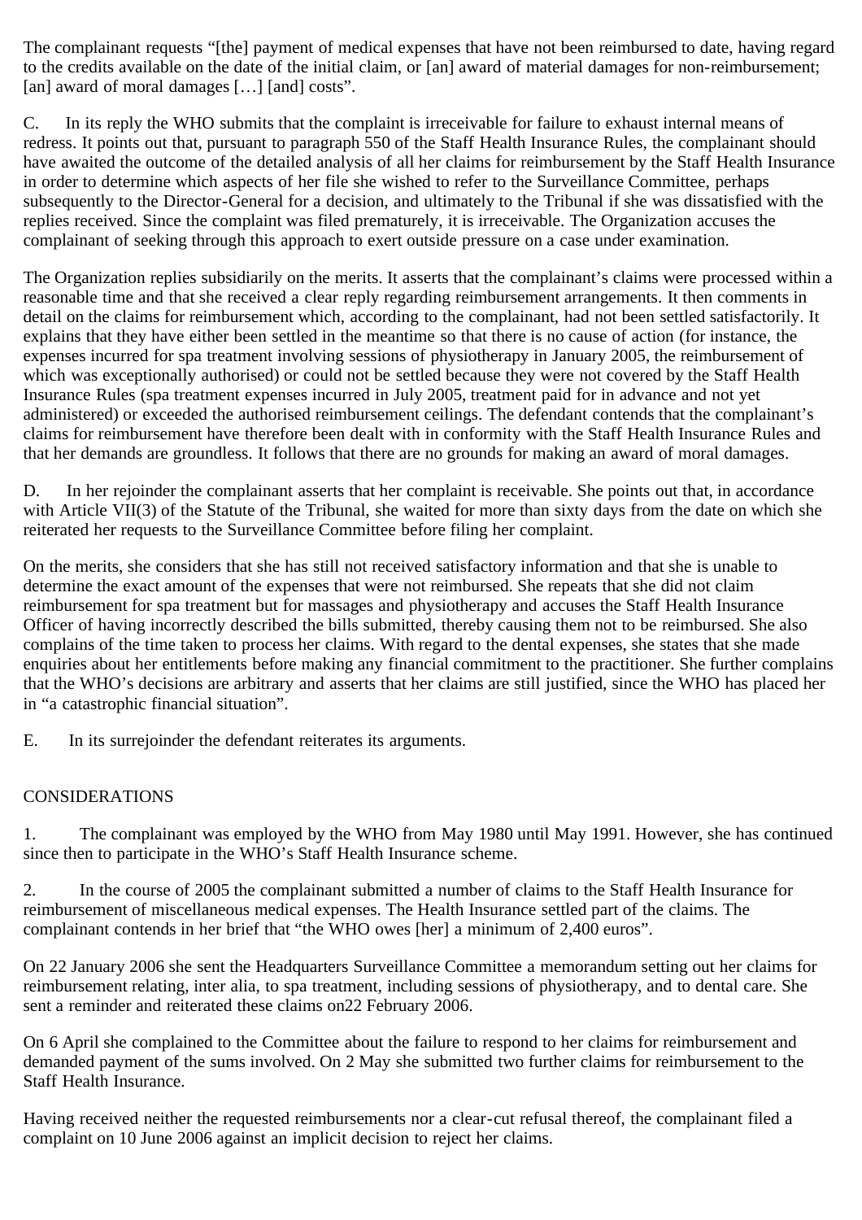The complainant requests "[the] payment of medical expenses that have not been reimbursed to date, having regard to the credits available on the date of the initial claim, or [an] award of material damages for non-reimbursement; [an] award of moral damages […] [and] costs".

C. In its reply the WHO submits that the complaint is irreceivable for failure to exhaust internal means of redress. It points out that, pursuant to paragraph 550 of the Staff Health Insurance Rules, the complainant should have awaited the outcome of the detailed analysis of all her claims for reimbursement by the Staff Health Insurance in order to determine which aspects of her file she wished to refer to the Surveillance Committee, perhaps subsequently to the Director-General for a decision, and ultimately to the Tribunal if she was dissatisfied with the replies received. Since the complaint was filed prematurely, it is irreceivable. The Organization accuses the complainant of seeking through this approach to exert outside pressure on a case under examination.

The Organization replies subsidiarily on the merits. It asserts that the complainant's claims were processed within a reasonable time and that she received a clear reply regarding reimbursement arrangements. It then comments in detail on the claims for reimbursement which, according to the complainant, had not been settled satisfactorily. It explains that they have either been settled in the meantime so that there is no cause of action (for instance, the expenses incurred for spa treatment involving sessions of physiotherapy in January 2005, the reimbursement of which was exceptionally authorised) or could not be settled because they were not covered by the Staff Health Insurance Rules (spa treatment expenses incurred in July 2005, treatment paid for in advance and not yet administered) or exceeded the authorised reimbursement ceilings. The defendant contends that the complainant's claims for reimbursement have therefore been dealt with in conformity with the Staff Health Insurance Rules and that her demands are groundless. It follows that there are no grounds for making an award of moral damages.

D. In her rejoinder the complainant asserts that her complaint is receivable. She points out that, in accordance with Article VII(3) of the Statute of the Tribunal, she waited for more than sixty days from the date on which she reiterated her requests to the Surveillance Committee before filing her complaint.

On the merits, she considers that she has still not received satisfactory information and that she is unable to determine the exact amount of the expenses that were not reimbursed. She repeats that she did not claim reimbursement for spa treatment but for massages and physiotherapy and accuses the Staff Health Insurance Officer of having incorrectly described the bills submitted, thereby causing them not to be reimbursed. She also complains of the time taken to process her claims. With regard to the dental expenses, she states that she made enquiries about her entitlements before making any financial commitment to the practitioner. She further complains that the WHO's decisions are arbitrary and asserts that her claims are still justified, since the WHO has placed her in "a catastrophic financial situation".

E. In its surrejoinder the defendant reiterates its arguments.

## CONSIDERATIONS

1. The complainant was employed by the WHO from May 1980 until May 1991. However, she has continued since then to participate in the WHO's Staff Health Insurance scheme.

2. In the course of 2005 the complainant submitted a number of claims to the Staff Health Insurance for reimbursement of miscellaneous medical expenses. The Health Insurance settled part of the claims. The complainant contends in her brief that "the WHO owes [her] a minimum of 2,400 euros".

On 22 January 2006 she sent the Headquarters Surveillance Committee a memorandum setting out her claims for reimbursement relating, inter alia, to spa treatment, including sessions of physiotherapy, and to dental care. She sent a reminder and reiterated these claims on22 February 2006.

On 6 April she complained to the Committee about the failure to respond to her claims for reimbursement and demanded payment of the sums involved. On 2 May she submitted two further claims for reimbursement to the Staff Health Insurance.

Having received neither the requested reimbursements nor a clear-cut refusal thereof, the complainant filed a complaint on 10 June 2006 against an implicit decision to reject her claims.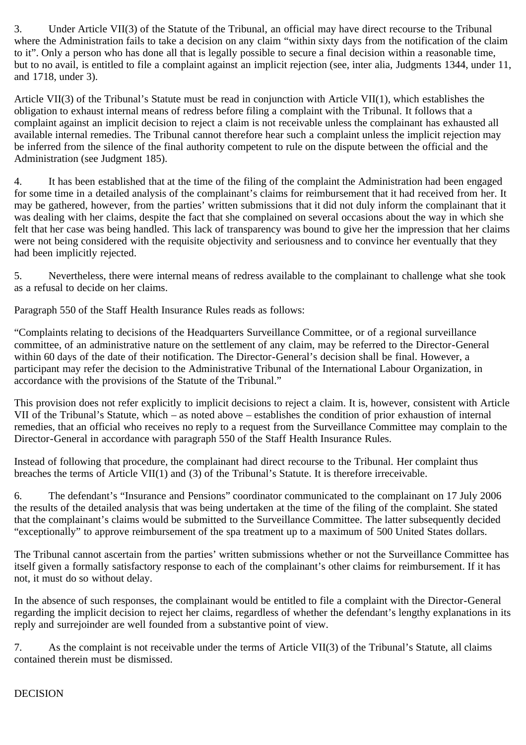3. Under Article VII(3) of the Statute of the Tribunal, an official may have direct recourse to the Tribunal where the Administration fails to take a decision on any claim "within sixty days from the notification of the claim to it". Only a person who has done all that is legally possible to secure a final decision within a reasonable time, but to no avail, is entitled to file a complaint against an implicit rejection (see, inter alia, Judgments 1344, under 11, and 1718, under 3).

Article VII(3) of the Tribunal's Statute must be read in conjunction with Article VII(1), which establishes the obligation to exhaust internal means of redress before filing a complaint with the Tribunal. It follows that a complaint against an implicit decision to reject a claim is not receivable unless the complainant has exhausted all available internal remedies. The Tribunal cannot therefore hear such a complaint unless the implicit rejection may be inferred from the silence of the final authority competent to rule on the dispute between the official and the Administration (see Judgment 185).

4. It has been established that at the time of the filing of the complaint the Administration had been engaged for some time in a detailed analysis of the complainant's claims for reimbursement that it had received from her. It may be gathered, however, from the parties' written submissions that it did not duly inform the complainant that it was dealing with her claims, despite the fact that she complained on several occasions about the way in which she felt that her case was being handled. This lack of transparency was bound to give her the impression that her claims were not being considered with the requisite objectivity and seriousness and to convince her eventually that they had been implicitly rejected.

5. Nevertheless, there were internal means of redress available to the complainant to challenge what she took as a refusal to decide on her claims.

Paragraph 550 of the Staff Health Insurance Rules reads as follows:

"Complaints relating to decisions of the Headquarters Surveillance Committee, or of a regional surveillance committee, of an administrative nature on the settlement of any claim, may be referred to the Director-General within 60 days of the date of their notification. The Director-General's decision shall be final. However, a participant may refer the decision to the Administrative Tribunal of the International Labour Organization, in accordance with the provisions of the Statute of the Tribunal."

This provision does not refer explicitly to implicit decisions to reject a claim. It is, however, consistent with Article VII of the Tribunal's Statute, which – as noted above – establishes the condition of prior exhaustion of internal remedies, that an official who receives no reply to a request from the Surveillance Committee may complain to the Director-General in accordance with paragraph 550 of the Staff Health Insurance Rules.

Instead of following that procedure, the complainant had direct recourse to the Tribunal. Her complaint thus breaches the terms of Article VII(1) and (3) of the Tribunal's Statute. It is therefore irreceivable.

6. The defendant's "Insurance and Pensions" coordinator communicated to the complainant on 17 July 2006 the results of the detailed analysis that was being undertaken at the time of the filing of the complaint. She stated that the complainant's claims would be submitted to the Surveillance Committee. The latter subsequently decided "exceptionally" to approve reimbursement of the spa treatment up to a maximum of 500 United States dollars.

The Tribunal cannot ascertain from the parties' written submissions whether or not the Surveillance Committee has itself given a formally satisfactory response to each of the complainant's other claims for reimbursement. If it has not, it must do so without delay.

In the absence of such responses, the complainant would be entitled to file a complaint with the Director-General regarding the implicit decision to reject her claims, regardless of whether the defendant's lengthy explanations in its reply and surrejoinder are well founded from a substantive point of view.

7. As the complaint is not receivable under the terms of Article VII(3) of the Tribunal's Statute, all claims contained therein must be dismissed.

DECISION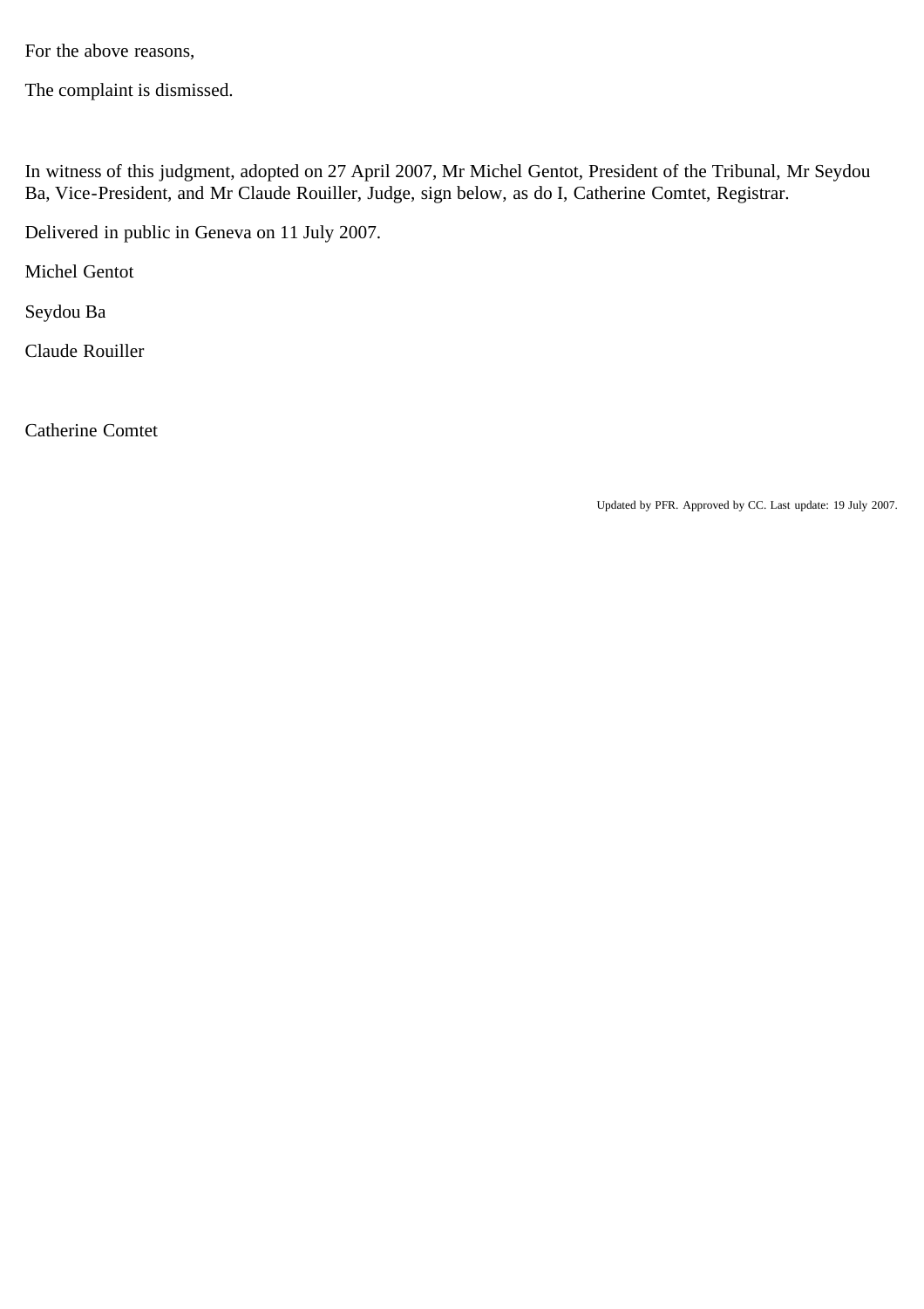For the above reasons,

The complaint is dismissed.

In witness of this judgment, adopted on 27 April 2007, Mr Michel Gentot, President of the Tribunal, Mr Seydou Ba, Vice-President, and Mr Claude Rouiller, Judge, sign below, as do I, Catherine Comtet, Registrar.

Delivered in public in Geneva on 11 July 2007.

Michel Gentot

Seydou Ba

Claude Rouiller

Catherine Comtet

Updated by PFR. Approved by CC. Last update: 19 July 2007.